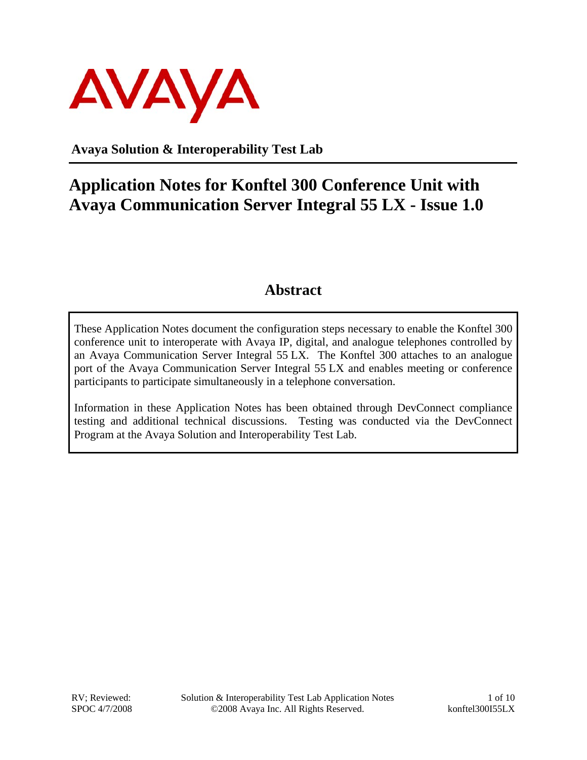Avaya Solution & Interoperability Test Lab

# Application Notes for Konftel 300 Conference Unit with Avaya Communication Server Integral 55 LX - Issue 1.0

## Abstract

These Application Notes document the configuration steps necessary to enable the Konftel 300 conference unit to interoperate with Avaya IP, digital, and analogue telephones controlled by an Avaya Communication Server Integral 55 LX. The Konftel 300 attaches to an analogue port of the Avaya Communication Server Integral 55 LX and enables meeting or conference participants to participate simultaneously in a telephone conversation.

Information in these Application Notes has been obtained through DevConnect compliance testing and additional technical discussions. Testing was conducted via the DevConnect Program at the Avaya Solution and Interoperability Test Lab.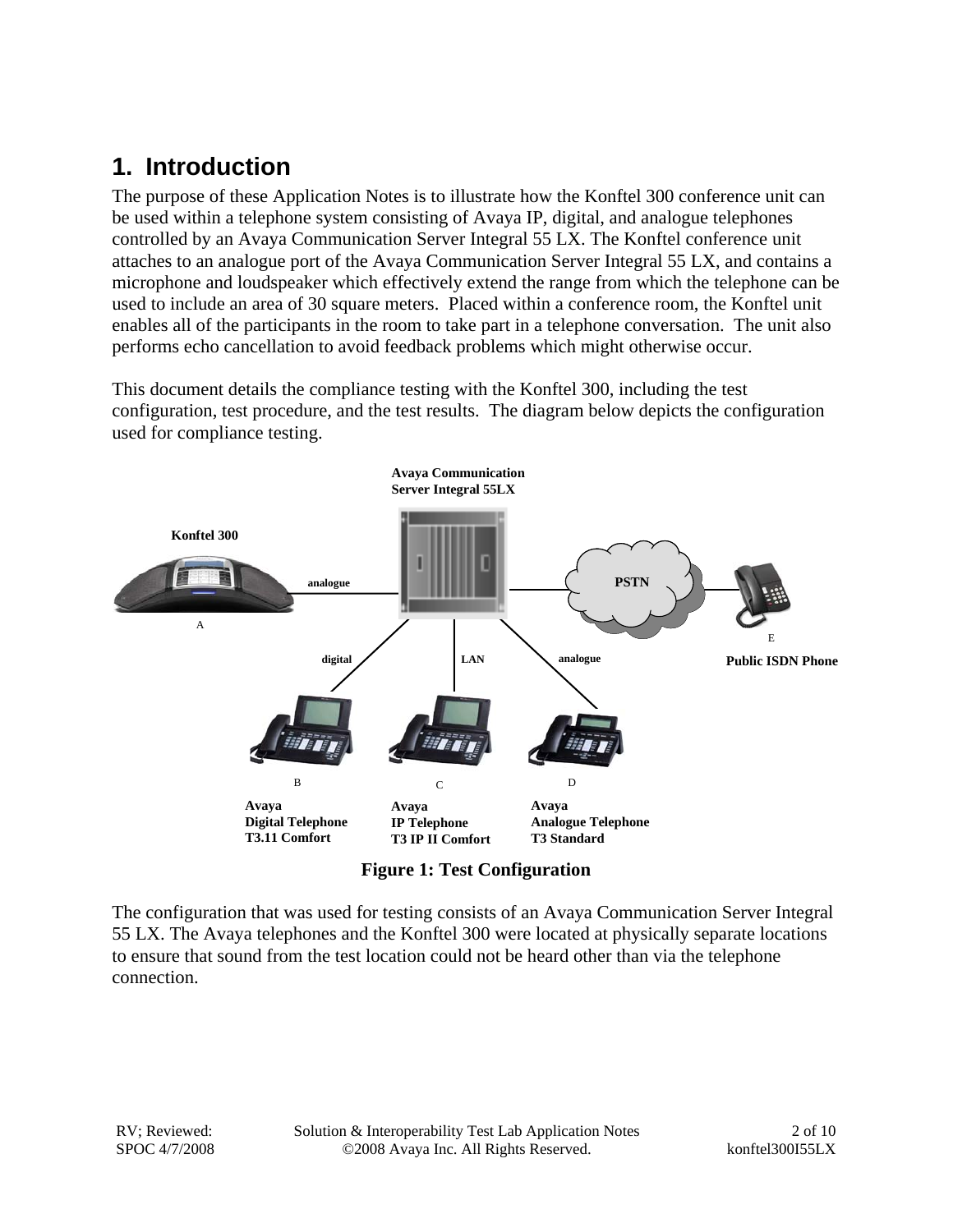# 1. Introduction

The purpose of these Application Notes is to illustrate how the Konftel 300 conference unit can be used within a telephone system consisting of Avaya IP, digital, and analogue telephones controlled by an Avaya Communication Server Integral 55 LX. The Konftel conference unit attaches to an analogue port of the Avaya Communication Server Integral 55 LX, and contains a microphone and loudspeaker which effectively extend the range from which the telephone can be used to include an area of 30 square meters. Placed within a conference room, the Konftel unit enables all of the participants in the room to take part in a telephone conversation. The unit also performs echo cancellation to avoid feedback problems which might otherwise occur.

This document details the compliance testing with the Konftel 300, including the test configuration, test procedure, and the test results. The diagram below depicts the configuration used for compliance testing.

**Figure 1: Test Configuration**

The configuration that was used for testing consists of an Avaya Communication Server Integral 55 LX. The Avaya telephones and the Konftel 300 were located at physically separate locations to ensure that sound from the test location could not be heard other than via the telephone connection.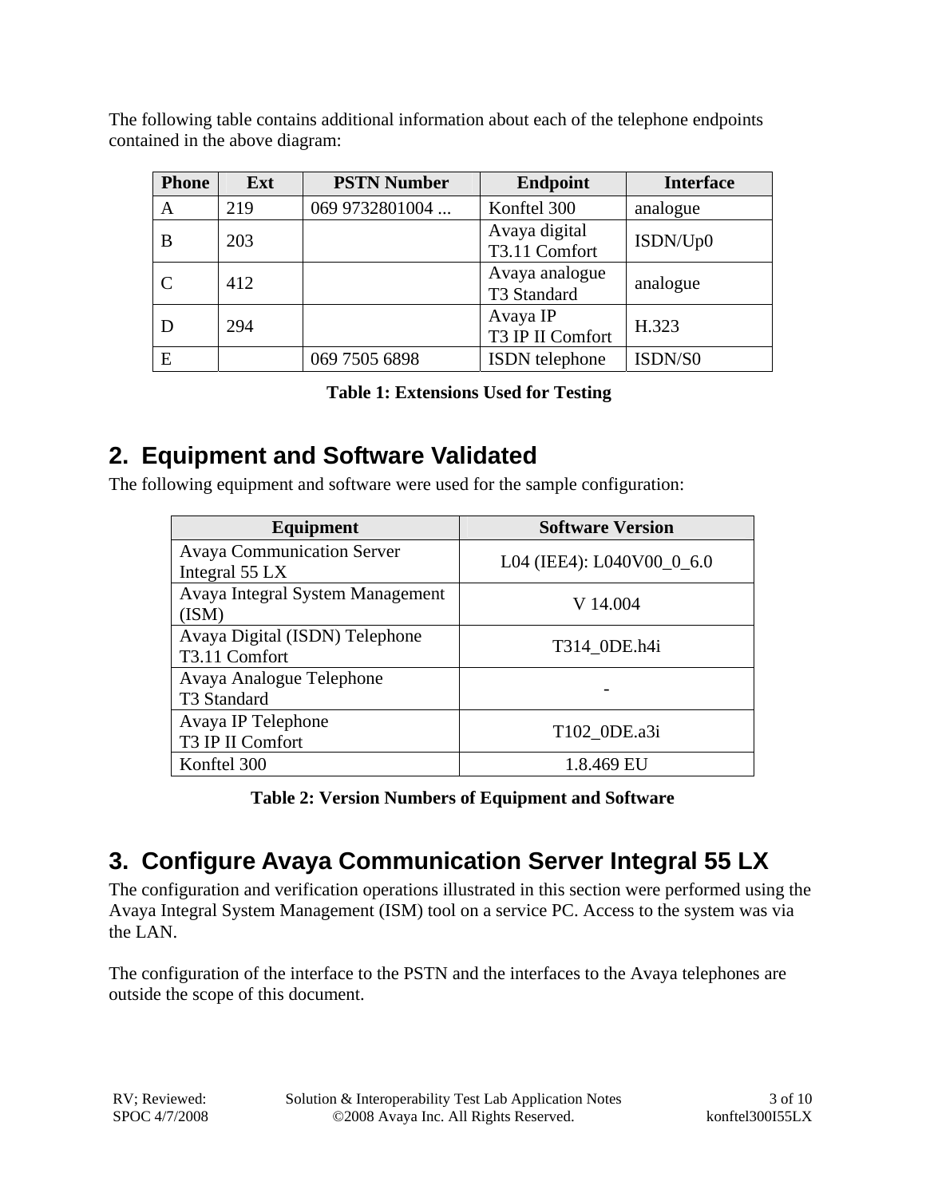The following table contains additional information about each of the telephone endpoints contained in the above diagram:

| Phone | Ext | PSTN Number | Endpoint | Interface |
| --- | --- | --- | --- | --- |
| A | 219 | 069 9732801004 ... | Konftel 300 | analogue |
| B | 203 | | Avaya digital T3.11 Comfort | ISDN/Up0 |
| C | 412 | | Avaya analogue T3 Standard | analogue |
| D | 294 | | Avaya IP T3 IP II Comfort | H.323 |
| E | | 069 7505 6898 | ISDN telephone | ISDN/S0 |

**Table 1: Extensions Used for Testing**

## 2. Equipment and Software Validated

The following equipment and software were used for the sample configuration:

| Equipment | Software Version |
| --- | --- |
| Avaya Communication Server Integral 55 LX | L04 (IEE4): L040V00_0_6.0 |
| Avaya Integral System Management (ISM) | V 14.004 |
| Avaya Digital (ISDN) Telephone T3.11 Comfort | T314_0DE.h4i |
| Avaya Analogue Telephone T3 Standard | - |
| Avaya IP Telephone T3 IP II Comfort | T102_0DE.a3i |
| Konftel 300 | 1.8.469 EU |

**Table 2: Version Numbers of Equipment and Software**

## 3. Configure Avaya Communication Server Integral 55 LX

The configuration and verification operations illustrated in this section were performed using the Avaya Integral System Management (ISM) tool on a service PC. Access to the system was via the LAN.

The configuration of the interface to the PSTN and the interfaces to the Avaya telephones are outside the scope of this document.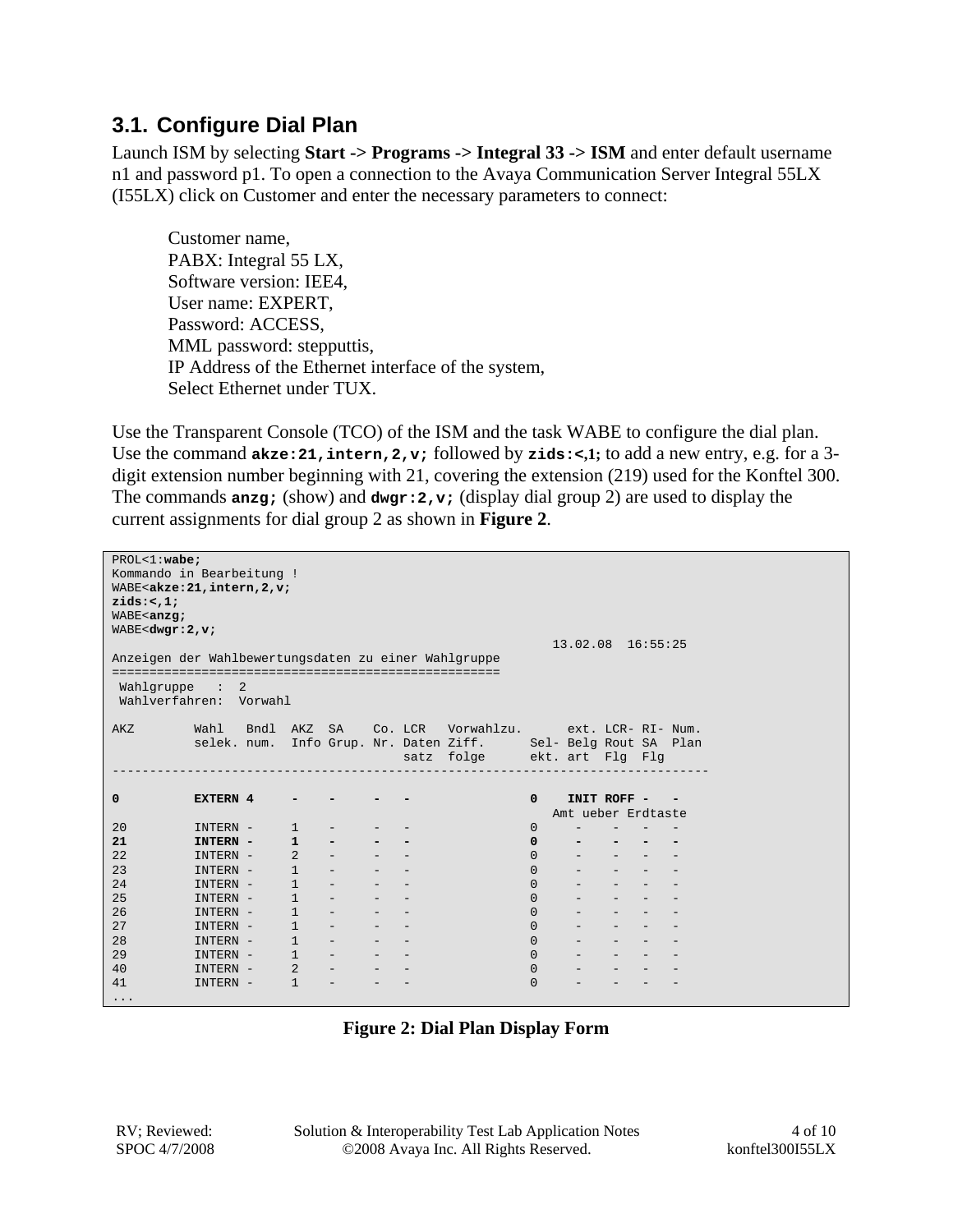## 3.1. Configure Dial Plan

Launch ISM by selecting **Start -> Programs -> Integral 33 -> ISM** and enter default username n1 and password p1. To open a connection to the Avaya Communication Server Integral 55LX (I55LX) click on Customer and enter the necessary parameters to connect:

Customer name,
PABX: Integral 55 LX,
Software version: IEE4,
User name: EXPERT,
Password: ACCESS,
MML password: stepputtis,
IP Address of the Ethernet interface of the system,
Select Ethernet under TUX.

Use the Transparent Console (TCO) of the ISM and the task WABE to configure the dial plan. Use the command **`akze:21,intern,2,v;`** followed by **`zids:<,1;`** to add a new entry, e.g. for a 3-digit extension number beginning with 21, covering the extension (219) used for the Konftel 300. The commands **`anzg;`** (show) and **`dwgr:2,v;`** (display dial group 2) are used to display the current assignments for dial group 2 as shown in **Figure 2**.

```
PROL<1:wabe;
Kommando in Bearbeitung !
WABE<akze:21,intern,2,v;
zids:<,1;
WABE<anzg;
WABE<dwgr:2,v;
                                                              13.02.08  16:55:25
Anzeigen der Wahlbewertungsdaten zu einer Wahlgruppe
====================================================
 Wahlgruppe   :  2
 Wahlverfahren:  Vorwahl

AKZ        Wahl   Bndl  AKZ  SA    Co. LCR   Vorwahlzu.      ext. LCR- RI- Num.
           selek. num.  Info Grup. Nr. Daten Ziff.      Sel- Belg Rout SA  Plan
                                       satz  folge      ekt. art  Flg  Flg
------------------------------------------------------------------------------

0          EXTERN 4     -    -     -   -                0    INIT ROFF -   -
                                                          Amt ueber Erdtaste
20         INTERN -     1    -     -   -                0     -    -   -   -
21         INTERN -     1    -     -   -                0     -    -   -   -
22         INTERN -     2    -     -   -                0     -    -   -   -
23         INTERN -     1    -     -   -                0     -    -   -   -
24         INTERN -     1    -     -   -                0     -    -   -   -
25         INTERN -     1    -     -   -                0     -    -   -   -
26         INTERN -     1    -     -   -                0     -    -   -   -
27         INTERN -     1    -     -   -                0     -    -   -   -
28         INTERN -     1    -     -   -                0     -    -   -   -
29         INTERN -     1    -     -   -                0     -    -   -   -
40         INTERN -     2    -     -   -                0     -    -   -   -
41         INTERN -     1    -     -   -                0     -    -   -   -
...
```

**Figure 2: Dial Plan Display Form**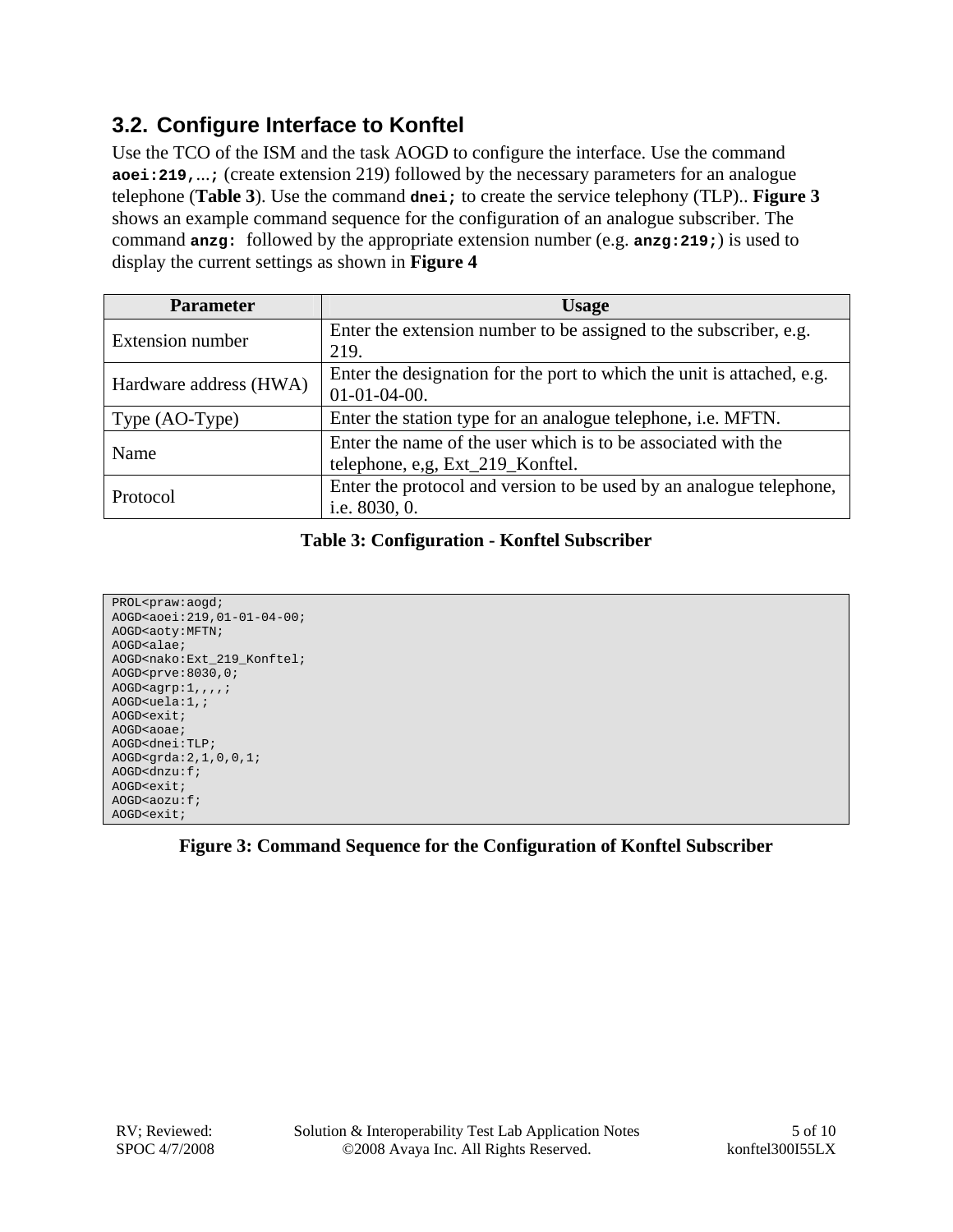## 3.2. Configure Interface to Konftel

Use the TCO of the ISM and the task AOGD to configure the interface. Use the command **`aoei:219,...;`** (create extension 219) followed by the necessary parameters for an analogue telephone (**Table 3**). Use the command **`dnei;`** to create the service telephony (TLP).. **Figure 3** shows an example command sequence for the configuration of an analogue subscriber. The command **`anzg:`** followed by the appropriate extension number (e.g. **`anzg:219;`**) is used to display the current settings as shown in **Figure 4**

| Parameter | Usage |
|---|---|
| Extension number | Enter the extension number to be assigned to the subscriber, e.g. 219. |
| Hardware address (HWA) | Enter the designation for the port to which the unit is attached, e.g. 01-01-04-00. |
| Type (AO-Type) | Enter the station type for an analogue telephone, i.e. MFTN. |
| Name | Enter the name of the user which is to be associated with the telephone, e,g, Ext_219_Konftel. |
| Protocol | Enter the protocol and version to be used by an analogue telephone, i.e. 8030, 0. |

**Table 3: Configuration - Konftel Subscriber**

```
PROL<praw:aogd;
AOGD<aoei:219,01-01-04-00;
AOGD<aoty:MFTN;
AOGD<alae;
AOGD<nako:Ext_219_Konftel;
AOGD<prve:8030,0;
AOGD<agrp:1,,,,;
AOGD<uela:1,;
AOGD<exit;
AOGD<aoae;
AOGD<dnei:TLP;
AOGD<grda:2,1,0,0,1;
AOGD<dnzu:f;
AOGD<exit;
AOGD<aozu:f;
AOGD<exit;
```

**Figure 3: Command Sequence for the Configuration of Konftel Subscriber**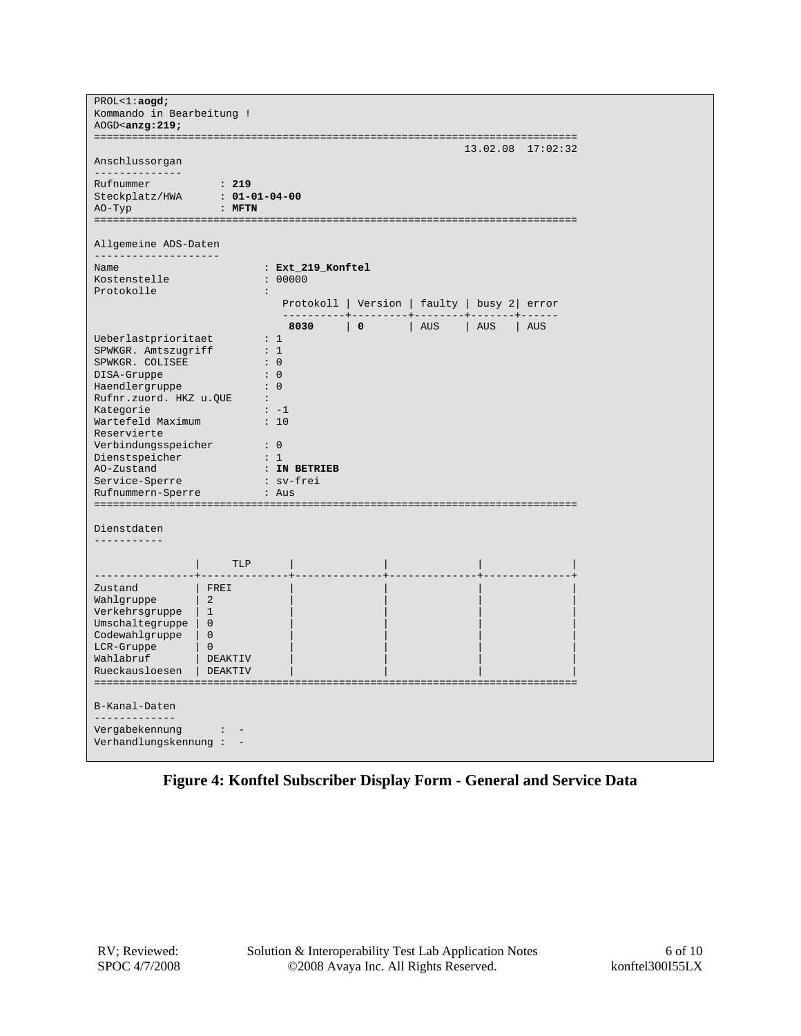```
PROL<1:aogd;
Kommando in Bearbeitung !
AOGD<anzg:219;
============================================================================
                                                            13.02.08  17:02:32
Anschlussorgan
--------------
Rufnummer           : 219
Steckplatz/HWA      : 01-01-04-00
AO-Typ              : MFTN
============================================================================

Allgemeine ADS-Daten
--------------------
Name                        : Ext_219_Konftel
Kostenstelle                : 00000
Protokolle                  :
                               Protokoll | Version | faulty | busy 2| error
                               ----------+---------+--------+-------+------
                                8030     | 0       | AUS    | AUS   | AUS
Ueberlastprioritaet         : 1
SPWKGR. Amtszugriff         : 1
SPWKGR. COLISEE             : 0
DISA-Gruppe                 : 0
Haendlergruppe              : 0
Rufnr.zuord. HKZ u.QUE      :
Kategorie                   : -1
Wartefeld Maximum           : 10
Reservierte
Verbindungsspeicher         : 0
Dienstspeicher              : 1
AO-Zustand                  : IN BETRIEB
Service-Sperre              : sv-frei
Rufnummern-Sperre           : Aus
============================================================================

Dienstdaten
-----------

                |     TLP      |              |              |              |
----------------+--------------+--------------+--------------+--------------+
Zustand         | FREI         |              |              |              |
Wahlgruppe      | 2            |              |              |              |
Verkehrsgruppe  | 1            |              |              |              |
Umschaltegruppe | 0            |              |              |              |
Codewahlgruppe  | 0            |              |              |              |
LCR-Gruppe      | 0            |              |              |              |
Wahlabruf       | DEAKTIV      |              |              |              |
Rueckausloesen  | DEAKTIV      |              |              |              |
============================================================================

B-Kanal-Daten
-------------
Vergabekennung      :  -
Verhandlungskennung :  -
```

**Figure 4: Konftel Subscriber Display Form - General and Service Data**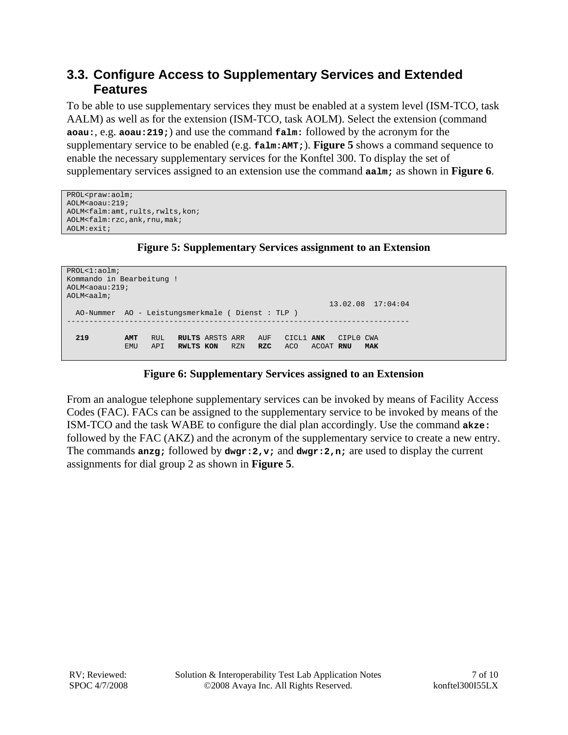## 3.3. Configure Access to Supplementary Services and Extended Features

To be able to use supplementary services they must be enabled at a system level (ISM-TCO, task AALM) as well as for the extension (ISM-TCO, task AOLM). Select the extension (command **aoau:**, e.g. **aoau:219;**) and use the command **falm:** followed by the acronym for the supplementary service to be enabled (e.g. **falm:AMT;**). **Figure 5** shows a command sequence to enable the necessary supplementary services for the Konftel 300. To display the set of supplementary services assigned to an extension use the command **aalm;** as shown in **Figure 6**.

```
PROL<praw:aolm;
AOLM<aoau:219;
AOLM<falm:amt,rults,rwlts,kon;
AOLM<falm:rzc,ank,rnu,mak;
AOLM:exit;
```

**Figure 5: Supplementary Services assignment to an Extension**

```
PROL<1:aolm;
Kommando in Bearbeitung !
AOLM<aoau:219;
AOLM<aalm;
                                                            13.02.08  17:04:04
  AO-Nummer  AO - Leistungsmerkmale ( Dienst : TLP )
---------------------------------------------------------------------------

  219        AMT   RUL   RULTS ARSTS ARR   AUF   CICL1 ANK   CIPL0 CWA
             EMU   API   RWLTS KON   RZN   RZC   ACO   ACOAT RNU   MAK
```

**Figure 6: Supplementary Services assigned to an Extension**

From an analogue telephone supplementary services can be invoked by means of Facility Access Codes (FAC). FACs can be assigned to the supplementary service to be invoked by means of the ISM-TCO and the task WABE to configure the dial plan accordingly. Use the command **akze:** followed by the FAC (AKZ) and the acronym of the supplementary service to create a new entry. The commands **anzg;** followed by **dwgr:2,v;** and **dwgr:2,n;** are used to display the current assignments for dial group 2 as shown in **Figure 5**.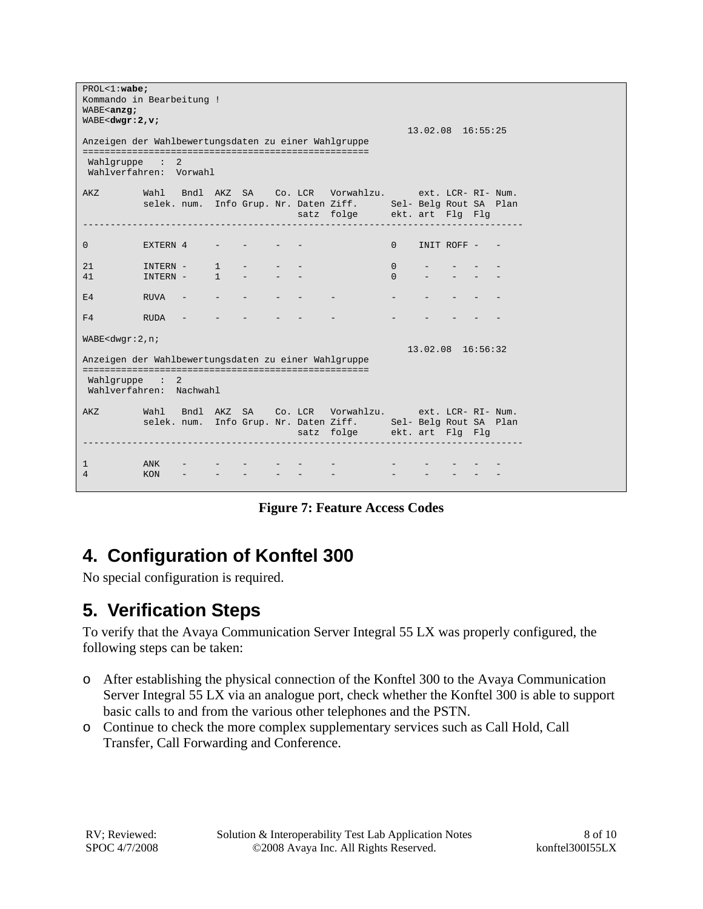```
PROL<1:wabe;
Kommando in Bearbeitung !
WABE<anzg;
WABE<dwgr:2,v;
                                                                13.02.08  16:55:25
Anzeigen der Wahlbewertungsdaten zu einer Wahlgruppe
====================================================
 Wahlgruppe   :  2
 Wahlverfahren:  Vorwahl

AKZ        Wahl   Bndl  AKZ  SA    Co. LCR   Vorwahlzu.      ext. LCR- RI- Num.
           selek. num.  Info Grup. Nr. Daten Ziff.      Sel- Belg Rout SA  Plan
                                         satz  folge      ekt. art  Flg  Flg
--------------------------------------------------------------------------------

0          EXTERN 4     -    -     -   -                0    INIT ROFF -   -

21         INTERN -     1    -     -   -                0     -    -   -   -
41         INTERN -     1    -     -   -                0     -    -   -   -

E4         RUVA   -     -    -     -   -     -          -     -    -   -   -

F4         RUDA   -     -    -     -   -     -          -     -    -   -   -

WABE<dwgr:2,n;
                                                                13.02.08  16:56:32
Anzeigen der Wahlbewertungsdaten zu einer Wahlgruppe
====================================================
 Wahlgruppe   :  2
 Wahlverfahren:  Nachwahl

AKZ        Wahl   Bndl  AKZ  SA    Co. LCR   Vorwahlzu.      ext. LCR- RI- Num.
           selek. num.  Info Grup. Nr. Daten Ziff.      Sel- Belg Rout SA  Plan
                                         satz  folge      ekt. art  Flg  Flg
--------------------------------------------------------------------------------

1          ANK    -     -    -     -   -     -          -     -    -   -   -
4          KON    -     -    -     -   -     -          -     -    -   -   -
```

**Figure 7: Feature Access Codes**

## 4. Configuration of Konftel 300

No special configuration is required.

## 5. Verification Steps

To verify that the Avaya Communication Server Integral 55 LX was properly configured, the following steps can be taken:

- After establishing the physical connection of the Konftel 300 to the Avaya Communication Server Integral 55 LX via an analogue port, check whether the Konftel 300 is able to support basic calls to and from the various other telephones and the PSTN.
- Continue to check the more complex supplementary services such as Call Hold, Call Transfer, Call Forwarding and Conference.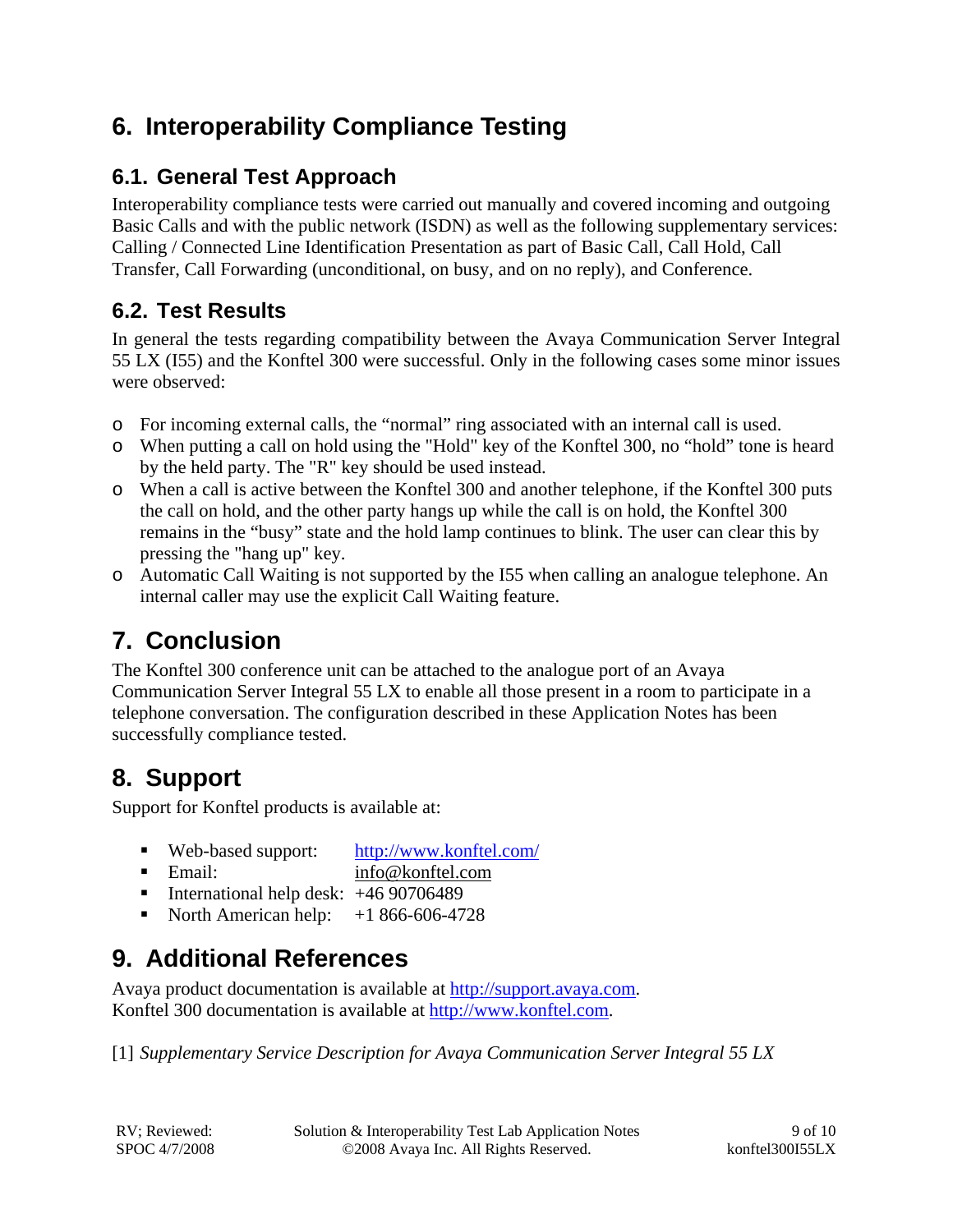# 6. Interoperability Compliance Testing

## 6.1. General Test Approach

Interoperability compliance tests were carried out manually and covered incoming and outgoing Basic Calls and with the public network (ISDN) as well as the following supplementary services: Calling / Connected Line Identification Presentation as part of Basic Call, Call Hold, Call Transfer, Call Forwarding (unconditional, on busy, and on no reply), and Conference.

## 6.2. Test Results

In general the tests regarding compatibility between the Avaya Communication Server Integral 55 LX (I55) and the Konftel 300 were successful. Only in the following cases some minor issues were observed:

- For incoming external calls, the “normal” ring associated with an internal call is used.
- When putting a call on hold using the "Hold" key of the Konftel 300, no “hold” tone is heard by the held party. The "R" key should be used instead.
- When a call is active between the Konftel 300 and another telephone, if the Konftel 300 puts the call on hold, and the other party hangs up while the call is on hold, the Konftel 300 remains in the “busy” state and the hold lamp continues to blink. The user can clear this by pressing the "hang up" key.
- Automatic Call Waiting is not supported by the I55 when calling an analogue telephone. An internal caller may use the explicit Call Waiting feature.

# 7. Conclusion

The Konftel 300 conference unit can be attached to the analogue port of an Avaya Communication Server Integral 55 LX to enable all those present in a room to participate in a telephone conversation. The configuration described in these Application Notes has been successfully compliance tested.

# 8. Support

Support for Konftel products is available at:

- Web-based support: http://www.konftel.com/
- Email: info@konftel.com
- International help desk: +46 90706489
- North American help: +1 866-606-4728

# 9. Additional References

Avaya product documentation is available at http://support.avaya.com.
Konftel 300 documentation is available at http://www.konftel.com.

[1] *Supplementary Service Description for Avaya Communication Server Integral 55 LX*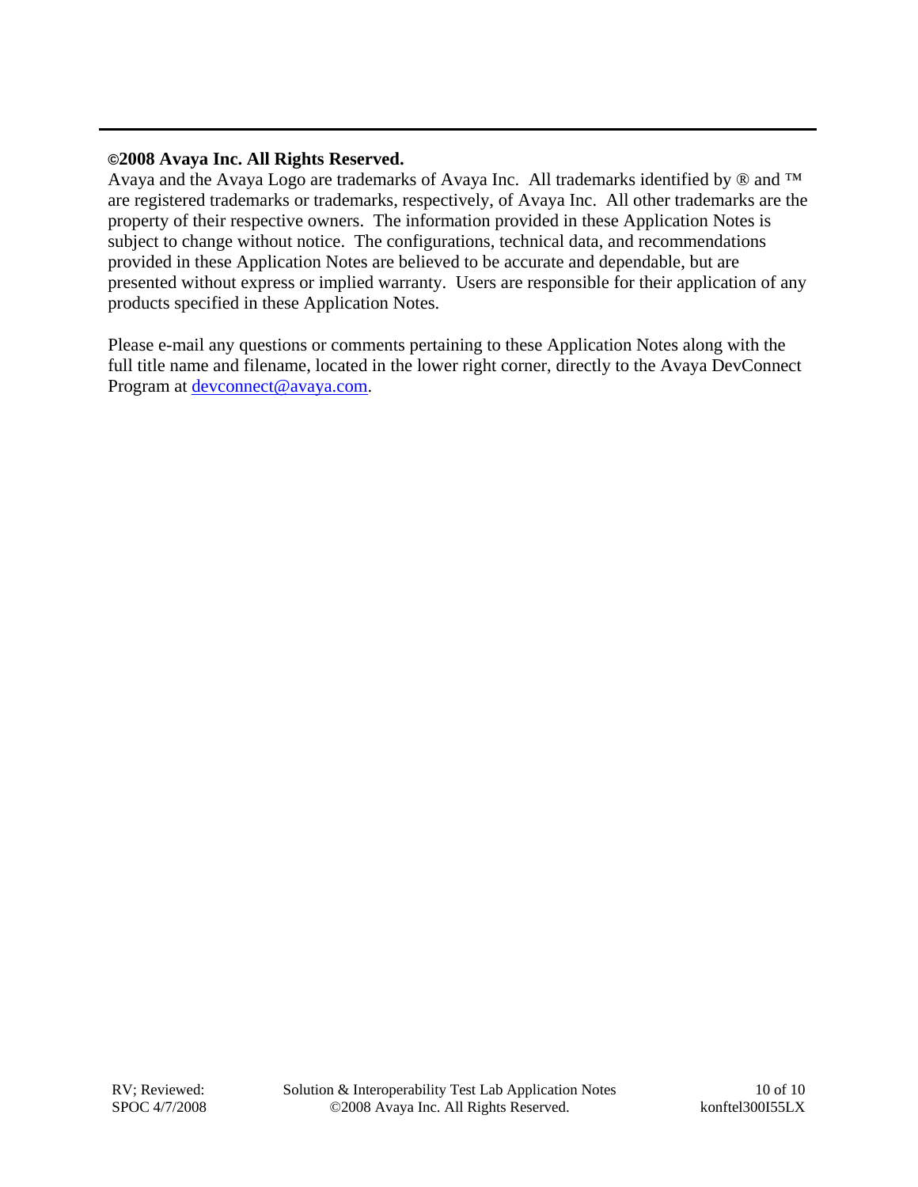**©2008 Avaya Inc. All Rights Reserved.**

Avaya and the Avaya Logo are trademarks of Avaya Inc. All trademarks identified by ® and ™ are registered trademarks or trademarks, respectively, of Avaya Inc. All other trademarks are the property of their respective owners. The information provided in these Application Notes is subject to change without notice. The configurations, technical data, and recommendations provided in these Application Notes are believed to be accurate and dependable, but are presented without express or implied warranty. Users are responsible for their application of any products specified in these Application Notes.

Please e-mail any questions or comments pertaining to these Application Notes along with the full title name and filename, located in the lower right corner, directly to the Avaya DevConnect Program at devconnect@avaya.com.